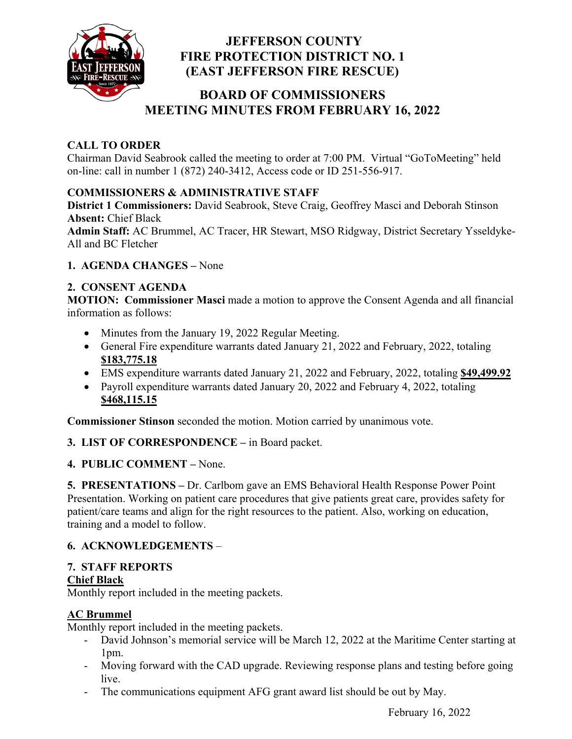# JEFFERSON COUNTY
# FIRE PROTECTION DISTRICT NO. 1
# (EAST JEFFERSON FIRE RESCUE)

## BOARD OF COMMISSIONERS
## MEETING MINUTES FROM FEBRUARY 16, 2022

**CALL TO ORDER**
Chairman David Seabrook called the meeting to order at 7:00 PM. Virtual "GoToMeeting" held on-line: call in number 1 (872) 240-3412, Access code or ID 251-556-917.

**COMMISSIONERS & ADMINISTRATIVE STAFF**
**District 1 Commissioners:** David Seabrook, Steve Craig, Geoffrey Masci and Deborah Stinson
**Absent:** Chief Black
**Admin Staff:** AC Brummel, AC Tracer, HR Stewart, MSO Ridgway, District Secretary Ysseldyke-All and BC Fletcher

**1. AGENDA CHANGES –** None

**2. CONSENT AGENDA**
**MOTION: Commissioner Masci** made a motion to approve the Consent Agenda and all financial information as follows:

- Minutes from the January 19, 2022 Regular Meeting.
- General Fire expenditure warrants dated January 21, 2022 and February, 2022, totaling **$183,775.18**
- EMS expenditure warrants dated January 21, 2022 and February, 2022, totaling **$49,499.92**
- Payroll expenditure warrants dated January 20, 2022 and February 4, 2022, totaling **$468,115.15**

**Commissioner Stinson** seconded the motion. Motion carried by unanimous vote.

**3. LIST OF CORRESPONDENCE –** in Board packet.

**4. PUBLIC COMMENT –** None.

**5. PRESENTATIONS –** Dr. Carlbom gave an EMS Behavioral Health Response Power Point Presentation. Working on patient care procedures that give patients great care, provides safety for patient/care teams and align for the right resources to the patient. Also, working on education, training and a model to follow.

**6. ACKNOWLEDGEMENTS** –

**7. STAFF REPORTS**

**Chief Black**
Monthly report included in the meeting packets.

**AC Brummel**
Monthly report included in the meeting packets.

- David Johnson's memorial service will be March 12, 2022 at the Maritime Center starting at 1pm.
- Moving forward with the CAD upgrade. Reviewing response plans and testing before going live.
- The communications equipment AFG grant award list should be out by May.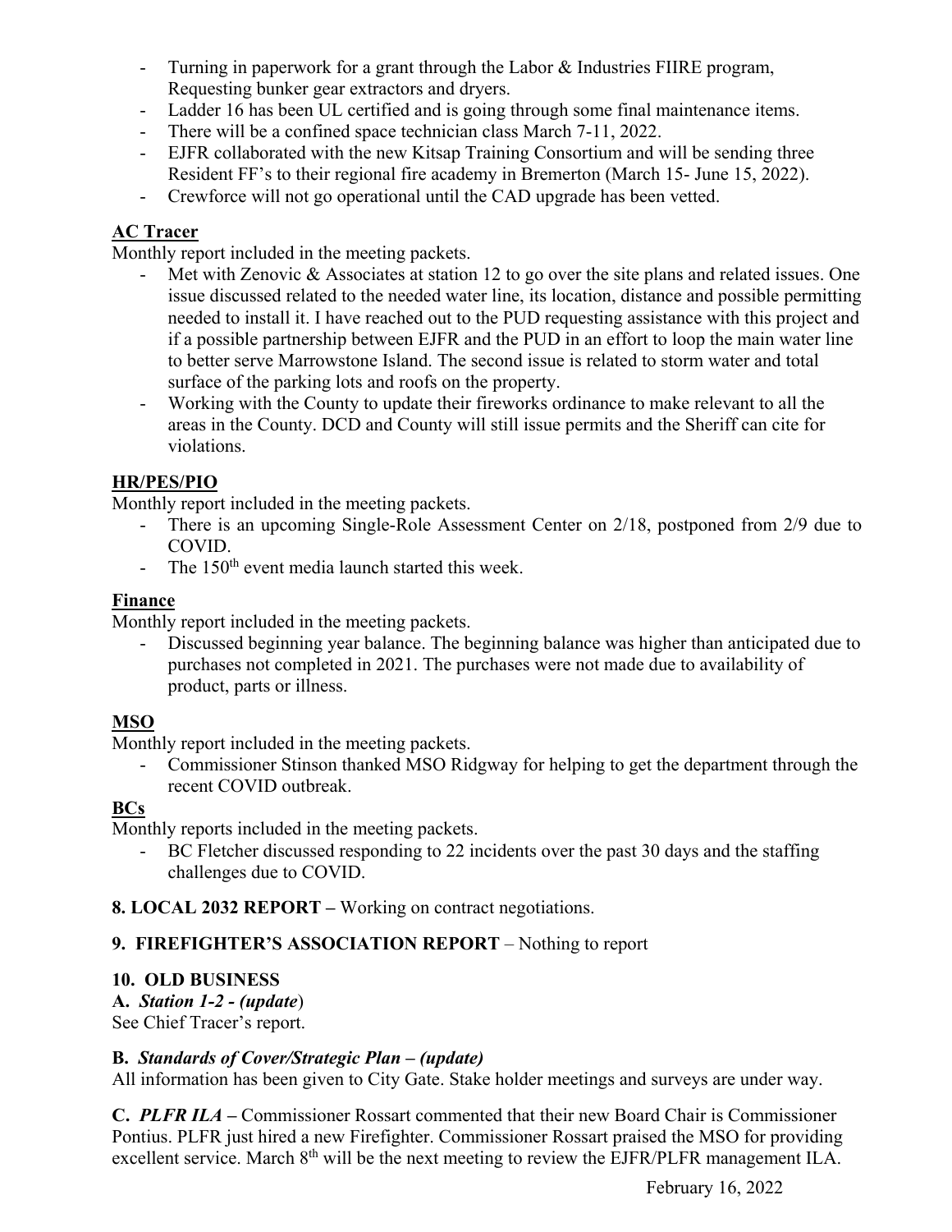- Turning in paperwork for a grant through the Labor & Industries FIIRE program, Requesting bunker gear extractors and dryers.
- Ladder 16 has been UL certified and is going through some final maintenance items.
- There will be a confined space technician class March 7-11, 2022.
- EJFR collaborated with the new Kitsap Training Consortium and will be sending three Resident FF's to their regional fire academy in Bremerton (March 15- June 15, 2022).
- Crewforce will not go operational until the CAD upgrade has been vetted.

**AC Tracer**

Monthly report included in the meeting packets.

- Met with Zenovic & Associates at station 12 to go over the site plans and related issues. One issue discussed related to the needed water line, its location, distance and possible permitting needed to install it. I have reached out to the PUD requesting assistance with this project and if a possible partnership between EJFR and the PUD in an effort to loop the main water line to better serve Marrowstone Island. The second issue is related to storm water and total surface of the parking lots and roofs on the property.
- Working with the County to update their fireworks ordinance to make relevant to all the areas in the County. DCD and County will still issue permits and the Sheriff can cite for violations.

**HR/PES/PIO**

Monthly report included in the meeting packets.

- There is an upcoming Single-Role Assessment Center on 2/18, postponed from 2/9 due to COVID.
- The 150th event media launch started this week.

**Finance**

Monthly report included in the meeting packets.

- Discussed beginning year balance. The beginning balance was higher than anticipated due to purchases not completed in 2021. The purchases were not made due to availability of product, parts or illness.

**MSO**

Monthly report included in the meeting packets.

- Commissioner Stinson thanked MSO Ridgway for helping to get the department through the recent COVID outbreak.

**BCs**

Monthly reports included in the meeting packets.

- BC Fletcher discussed responding to 22 incidents over the past 30 days and the staffing challenges due to COVID.

**8. LOCAL 2032 REPORT –** Working on contract negotiations.

**9. FIREFIGHTER'S ASSOCIATION REPORT** – Nothing to report

**10. OLD BUSINESS**

**A.** ***Station 1-2 - (update***)

See Chief Tracer's report.

**B.** ***Standards of Cover/Strategic Plan – (update)***

All information has been given to City Gate. Stake holder meetings and surveys are under way.

**C.** ***PLFR ILA –*** Commissioner Rossart commented that their new Board Chair is Commissioner Pontius. PLFR just hired a new Firefighter. Commissioner Rossart praised the MSO for providing excellent service. March 8th will be the next meeting to review the EJFR/PLFR management ILA.

February 16, 2022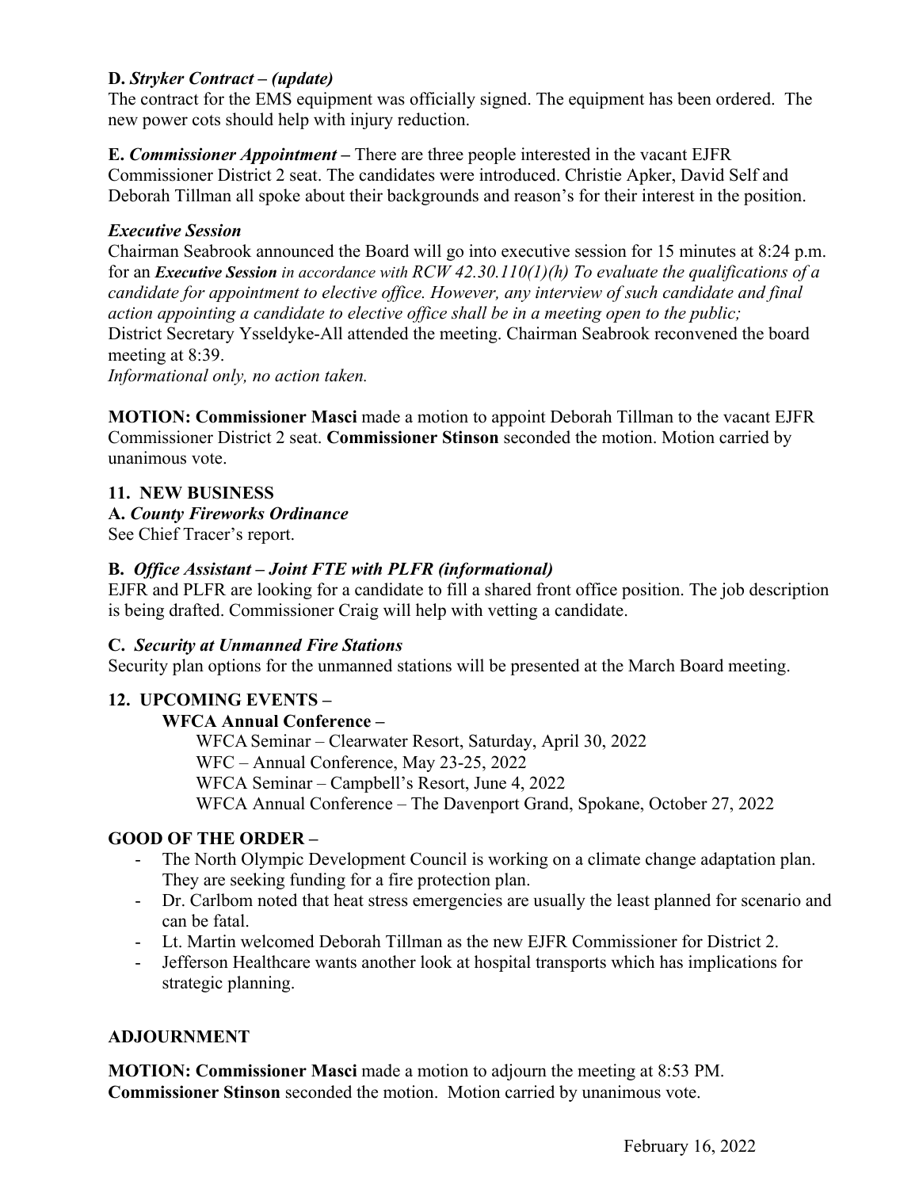**D.** ***Stryker Contract – (update)***
The contract for the EMS equipment was officially signed. The equipment has been ordered. The new power cots should help with injury reduction.

**E.** ***Commissioner Appointment –*** There are three people interested in the vacant EJFR Commissioner District 2 seat. The candidates were introduced. Christie Apker, David Self and Deborah Tillman all spoke about their backgrounds and reason's for their interest in the position.

***Executive Session***
Chairman Seabrook announced the Board will go into executive session for 15 minutes at 8:24 p.m. for an ***Executive Session*** *in accordance with RCW 42.30.110(1)(h) To evaluate the qualifications of a candidate for appointment to elective office. However, any interview of such candidate and final action appointing a candidate to elective office shall be in a meeting open to the public;*
District Secretary Ysseldyke-All attended the meeting. Chairman Seabrook reconvened the board meeting at 8:39.
*Informational only, no action taken.*

**MOTION: Commissioner Masci** made a motion to appoint Deborah Tillman to the vacant EJFR Commissioner District 2 seat. **Commissioner Stinson** seconded the motion. Motion carried by unanimous vote.

**11. NEW BUSINESS**

**A.** ***County Fireworks Ordinance***
See Chief Tracer's report.

**B.** ***Office Assistant – Joint FTE with PLFR (informational)***
EJFR and PLFR are looking for a candidate to fill a shared front office position. The job description is being drafted. Commissioner Craig will help with vetting a candidate.

**C.** ***Security at Unmanned Fire Stations***
Security plan options for the unmanned stations will be presented at the March Board meeting.

**12. UPCOMING EVENTS –**

**WFCA Annual Conference –**

WFCA Seminar – Clearwater Resort, Saturday, April 30, 2022
WFC – Annual Conference, May 23-25, 2022
WFCA Seminar – Campbell's Resort, June 4, 2022
WFCA Annual Conference – The Davenport Grand, Spokane, October 27, 2022

**GOOD OF THE ORDER –**

- The North Olympic Development Council is working on a climate change adaptation plan. They are seeking funding for a fire protection plan.
- Dr. Carlbom noted that heat stress emergencies are usually the least planned for scenario and can be fatal.
- Lt. Martin welcomed Deborah Tillman as the new EJFR Commissioner for District 2.
- Jefferson Healthcare wants another look at hospital transports which has implications for strategic planning.

**ADJOURNMENT**

**MOTION: Commissioner Masci** made a motion to adjourn the meeting at 8:53 PM.
**Commissioner Stinson** seconded the motion. Motion carried by unanimous vote.

February 16, 2022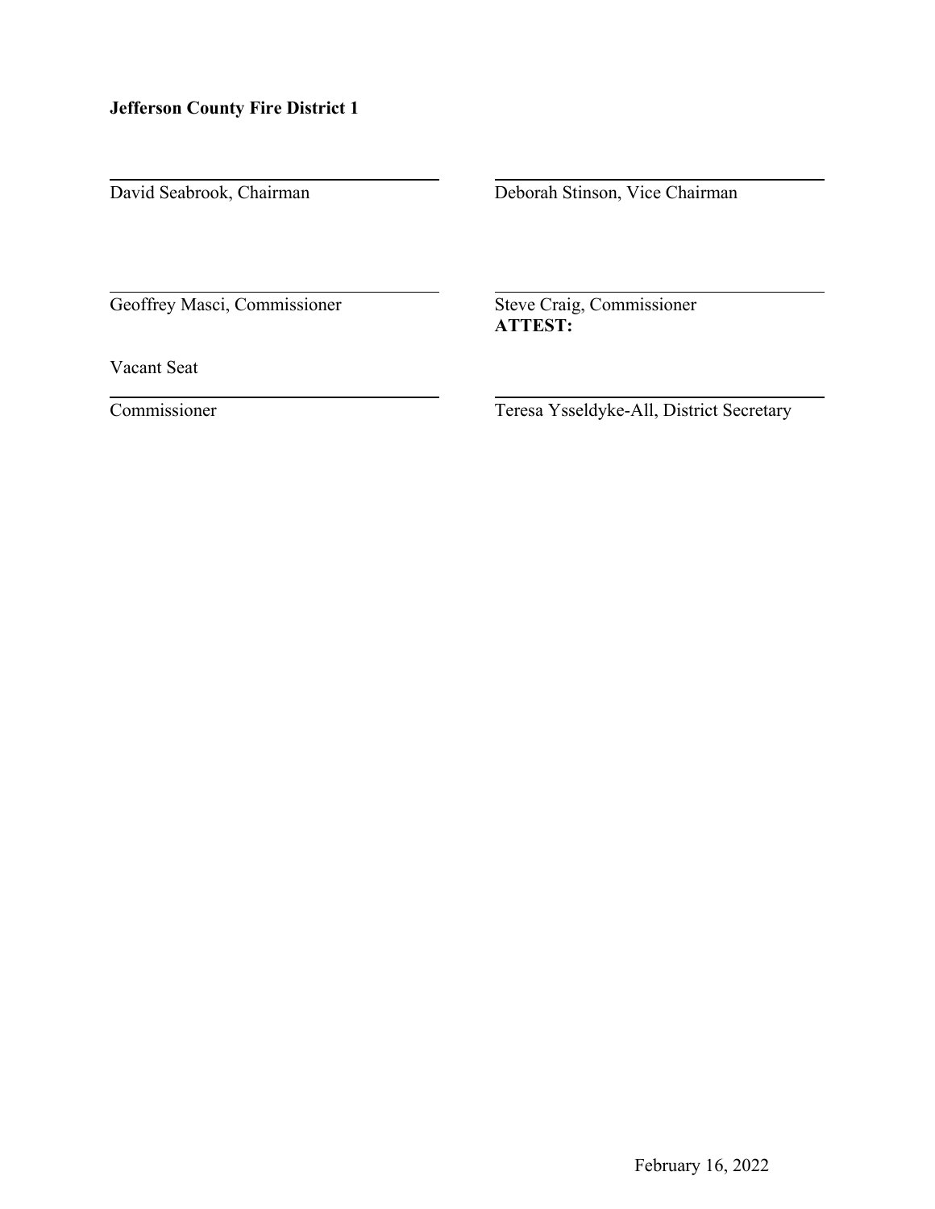**Jefferson County Fire District 1**

David Seabrook, Chairman

Deborah Stinson, Vice Chairman

Geoffrey Masci, Commissioner

Steve Craig, Commissioner

**ATTEST:**

Vacant Seat

Commissioner

Teresa Ysseldyke-All, District Secretary

February 16, 2022